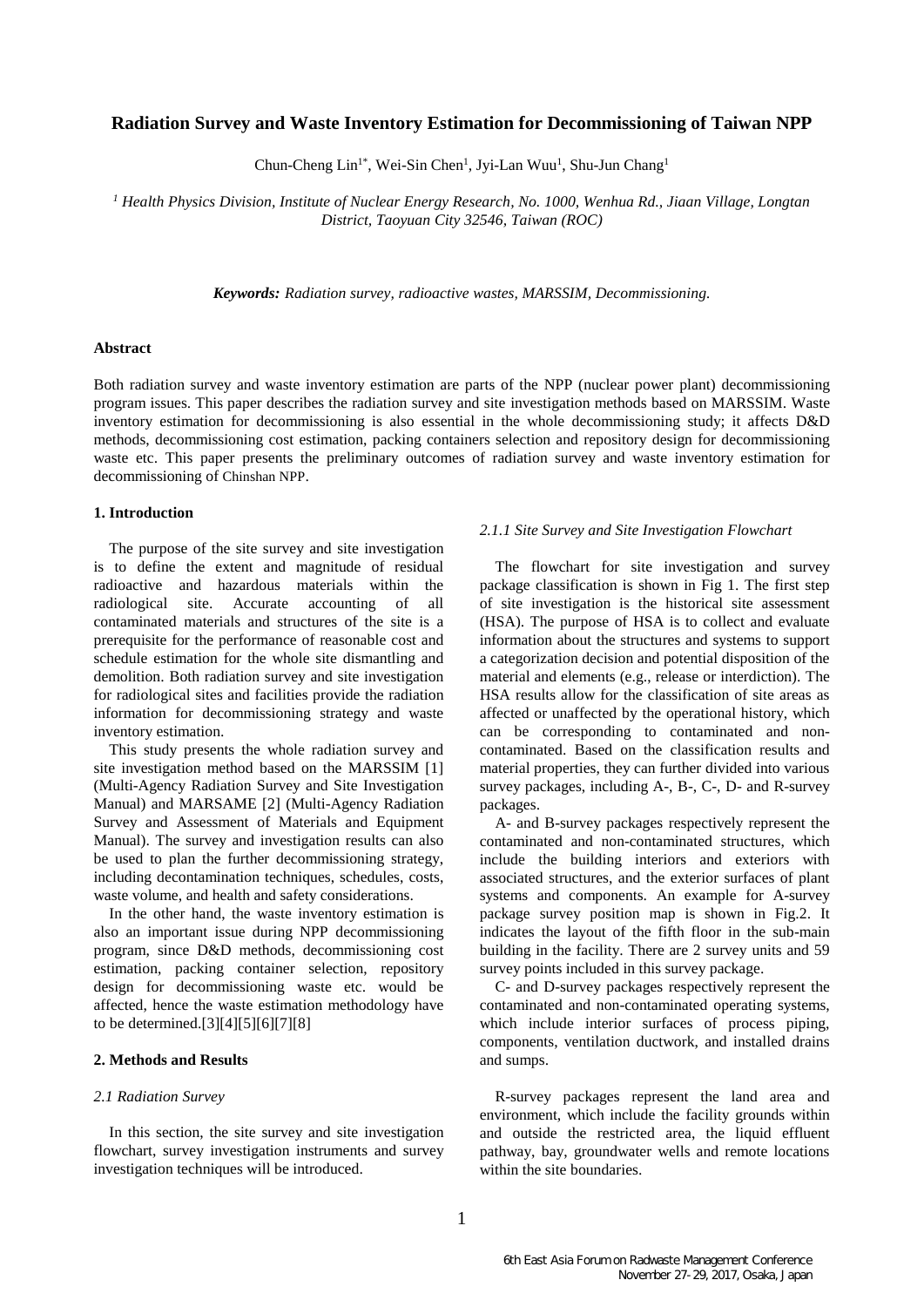# Radiation Survey and Waste Inventory Estimation for Decommissioning of Taiwan NPP

Chun-Cheng Lin[1*], Wei-Sin Chen[1], Jyi-Lan Wuu[1], Shu-Jun Chang[1]

*[1] Health Physics Division, Institute of Nuclear Energy Research, No. 1000, Wenhua Rd., Jiaan Village, Longtan District, Taoyuan City 32546, Taiwan (ROC)*

***Keywords:** Radiation survey, radioactive wastes, MARSSIM, Decommissioning.*

## Abstract

Both radiation survey and waste inventory estimation are parts of the NPP (nuclear power plant) decommissioning program issues. This paper describes the radiation survey and site investigation methods based on MARSSIM. Waste inventory estimation for decommissioning is also essential in the whole decommissioning study; it affects D&D methods, decommissioning cost estimation, packing containers selection and repository design for decommissioning waste etc. This paper presents the preliminary outcomes of radiation survey and waste inventory estimation for decommissioning of Chinshan NPP.

## 1. Introduction

The purpose of the site survey and site investigation is to define the extent and magnitude of residual radioactive and hazardous materials within the radiological site. Accurate accounting of all contaminated materials and structures of the site is a prerequisite for the performance of reasonable cost and schedule estimation for the whole site dismantling and demolition. Both radiation survey and site investigation for radiological sites and facilities provide the radiation information for decommissioning strategy and waste inventory estimation.

This study presents the whole radiation survey and site investigation method based on the MARSSIM [1] (Multi-Agency Radiation Survey and Site Investigation Manual) and MARSAME [2] (Multi-Agency Radiation Survey and Assessment of Materials and Equipment Manual). The survey and investigation results can also be used to plan the further decommissioning strategy, including decontamination techniques, schedules, costs, waste volume, and health and safety considerations.

In the other hand, the waste inventory estimation is also an important issue during NPP decommissioning program, since D&D methods, decommissioning cost estimation, packing container selection, repository design for decommissioning waste etc. would be affected, hence the waste estimation methodology have to be determined.[3][4][5][6][7][8]

## 2. Methods and Results

### *2.1 Radiation Survey*

In this section, the site survey and site investigation flowchart, survey investigation instruments and survey investigation techniques will be introduced.

#### *2.1.1 Site Survey and Site Investigation Flowchart*

The flowchart for site investigation and survey package classification is shown in Fig 1. The first step of site investigation is the historical site assessment (HSA). The purpose of HSA is to collect and evaluate information about the structures and systems to support a categorization decision and potential disposition of the material and elements (e.g., release or interdiction). The HSA results allow for the classification of site areas as affected or unaffected by the operational history, which can be corresponding to contaminated and non-contaminated. Based on the classification results and material properties, they can further divided into various survey packages, including A-, B-, C-, D- and R-survey packages.

A- and B-survey packages respectively represent the contaminated and non-contaminated structures, which include the building interiors and exteriors with associated structures, and the exterior surfaces of plant systems and components. An example for A-survey package survey position map is shown in Fig.2. It indicates the layout of the fifth floor in the sub-main building in the facility. There are 2 survey units and 59 survey points included in this survey package.

C- and D-survey packages respectively represent the contaminated and non-contaminated operating systems, which include interior surfaces of process piping, components, ventilation ductwork, and installed drains and sumps.

R-survey packages represent the land area and environment, which include the facility grounds within and outside the restricted area, the liquid effluent pathway, bay, groundwater wells and remote locations within the site boundaries.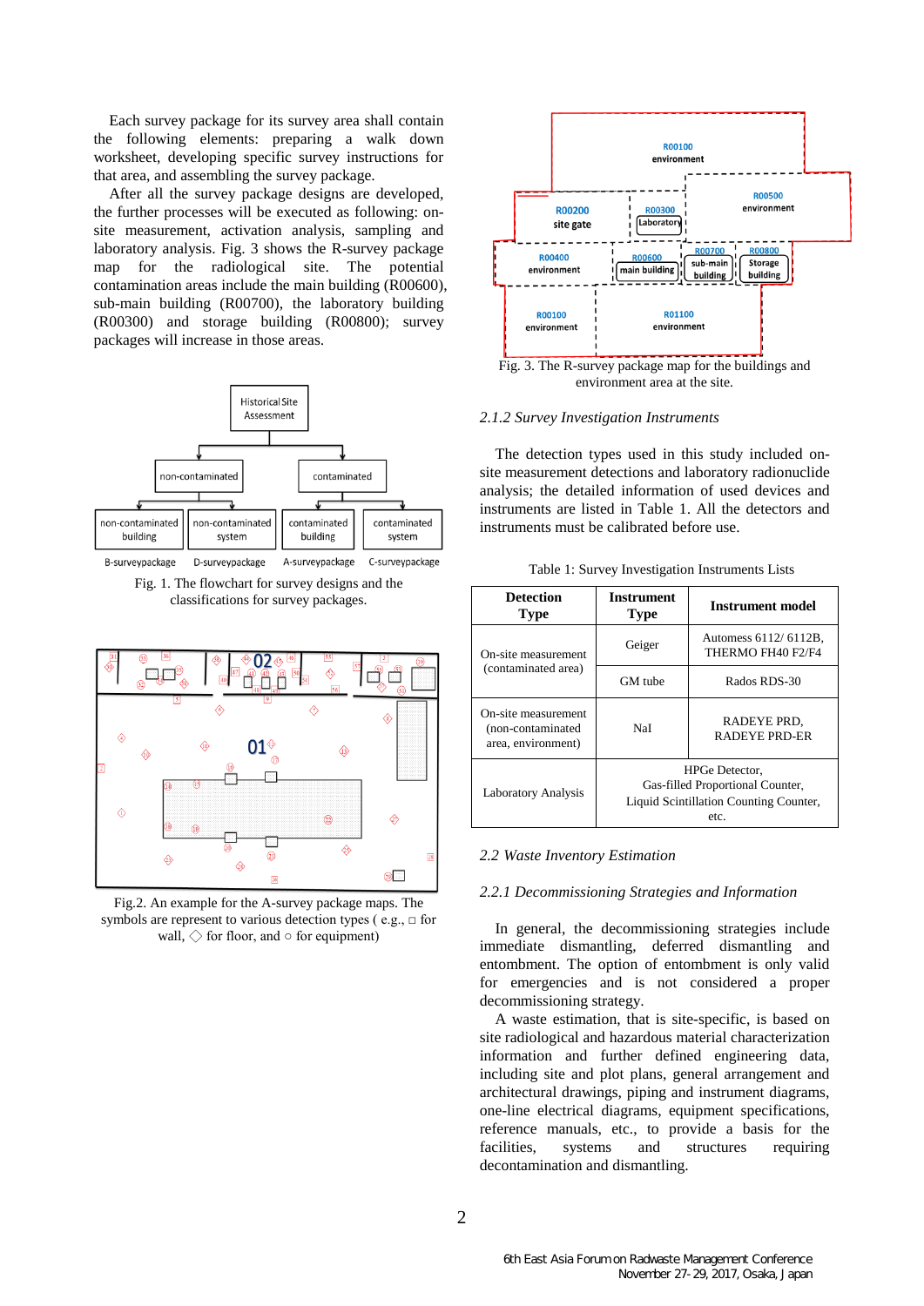Each survey package for its survey area shall contain the following elements: preparing a walk down worksheet, developing specific survey instructions for that area, and assembling the survey package.

After all the survey package designs are developed, the further processes will be executed as following: on-site measurement, activation analysis, sampling and laboratory analysis. Fig. 3 shows the R-survey package map for the radiological site. The potential contamination areas include the main building (R00600), sub-main building (R00700), the laboratory building (R00300) and storage building (R00800); survey packages will increase in those areas.

Fig. 1. The flowchart for survey designs and the classifications for survey packages.

Fig.2. An example for the A-survey package maps. The symbols are represent to various detection types ( e.g., □ for wall, ◇ for floor, and ○ for equipment)

Fig. 3. The R-survey package map for the buildings and environment area at the site.

### 2.1.2 Survey Investigation Instruments

The detection types used in this study included on-site measurement detections and laboratory radionuclide analysis; the detailed information of used devices and instruments are listed in Table 1. All the detectors and instruments must be calibrated before use.

Table 1: Survey Investigation Instruments Lists

| Detection Type | Instrument Type | Instrument model |
|---|---|---|
| On-site measurement (contaminated area) | Geiger | Automess 6112/ 6112B, THERMO FH40 F2/F4 |
| | GM tube | Rados RDS-30 |
| On-site measurement (non-contaminated area, environment) | NaI | RADEYE PRD, RADEYE PRD-ER |
| Laboratory Analysis | HPGe Detector, Gas-filled Proportional Counter, Liquid Scintillation Counting Counter, etc. | |

### 2.2 Waste Inventory Estimation

### 2.2.1 Decommissioning Strategies and Information

In general, the decommissioning strategies include immediate dismantling, deferred dismantling and entombment. The option of entombment is only valid for emergencies and is not considered a proper decommissioning strategy.

A waste estimation, that is site-specific, is based on site radiological and hazardous material characterization information and further defined engineering data, including site and plot plans, general arrangement and architectural drawings, piping and instrument diagrams, one-line electrical diagrams, equipment specifications, reference manuals, etc., to provide a basis for the facilities, systems and structures requiring decontamination and dismantling.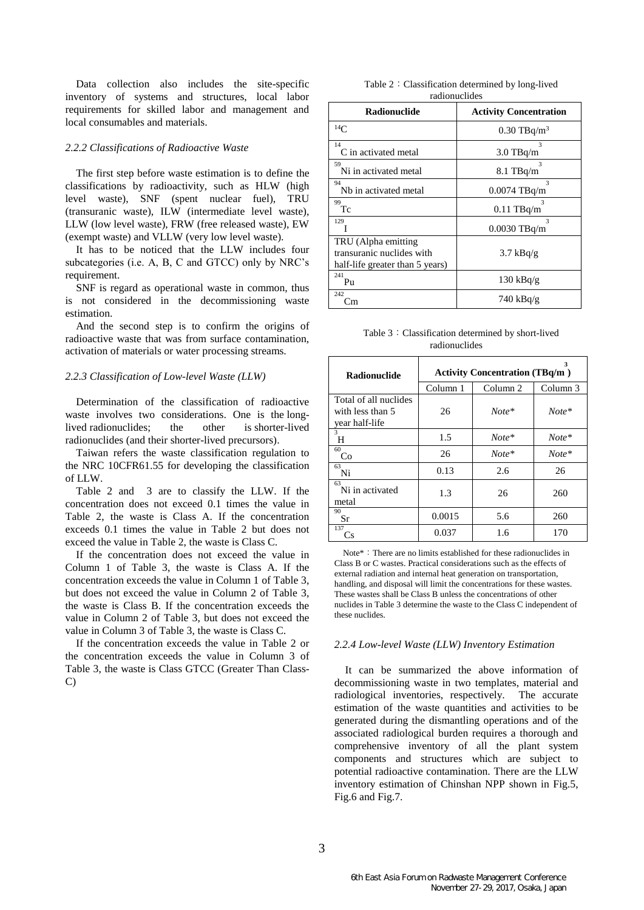Data collection also includes the site-specific inventory of systems and structures, local labor requirements for skilled labor and management and local consumables and materials.

### *2.2.2 Classifications of Radioactive Waste*

The first step before waste estimation is to define the classifications by radioactivity, such as HLW (high level waste), SNF (spent nuclear fuel), TRU (transuranic waste), ILW (intermediate level waste), LLW (low level waste), FRW (free released waste), EW (exempt waste) and VLLW (very low level waste).

It has to be noticed that the LLW includes four subcategories (i.e. A, B, C and GTCC) only by NRC's requirement.

SNF is regard as operational waste in common, thus is not considered in the decommissioning waste estimation.

And the second step is to confirm the origins of radioactive waste that was from surface contamination, activation of materials or water processing streams.

### *2.2.3 Classification of Low-level Waste (LLW)*

Determination of the classification of radioactive waste involves two considerations. One is the long-lived radionuclides; the other is shorter-lived radionuclides (and their shorter-lived precursors).

Taiwan refers the waste classification regulation to the NRC 10CFR61.55 for developing the classification of LLW.

Table 2 and 3 are to classify the LLW. If the concentration does not exceed 0.1 times the value in Table 2, the waste is Class A. If the concentration exceeds 0.1 times the value in Table 2 but does not exceed the value in Table 2, the waste is Class C.

If the concentration does not exceed the value in Column 1 of Table 3, the waste is Class A. If the concentration exceeds the value in Column 1 of Table 3, but does not exceed the value in Column 2 of Table 3, the waste is Class B. If the concentration exceeds the value in Column 2 of Table 3, but does not exceed the value in Column 3 of Table 3, the waste is Class C.

If the concentration exceeds the value in Table 2 or the concentration exceeds the value in Column 3 of Table 3, the waste is Class GTCC (Greater Than Class-C)

Table 2：Classification determined by long-lived radionuclides

| Radionuclide | Activity Concentration |
|---|---|
| $^{14}C$ | 0.30 $TBq/m^3$ |
| $^{14}C$ in activated metal | 3.0 $TBq/m^3$ |
| $^{59}Ni$ in activated metal | 8.1 $TBq/m^3$ |
| $^{94}Nb$ in activated metal | 0.0074 $TBq/m^3$ |
| $^{99}Tc$ | 0.11 $TBq/m^3$ |
| $^{129}I$ | 0.0030 $TBq/m^3$ |
| TRU (Alpha emitting transuranic nuclides with half-life greater than 5 years) | 3.7 kBq/g |
| $^{241}Pu$ | 130 kBq/g |
| $^{242}Cm$ | 740 kBq/g |

Table 3：Classification determined by short-lived radionuclides

| Radionuclide | Activity Concentration ($TBq/m^3$) | | |
|---|---|---|---|
| | Column 1 | Column 2 | Column 3 |
| Total of all nuclides with less than 5 year half-life | 26 | *Note\** | *Note\** |
| $^{3}H$ | 1.5 | *Note\** | *Note\** |
| $^{60}Co$ | 26 | *Note\** | *Note\** |
| $^{63}Ni$ | 0.13 | 2.6 | 26 |
| $^{63}Ni$ in activated metal | 1.3 | 26 | 260 |
| $^{90}Sr$ | 0.0015 | 5.6 | 260 |
| $^{137}Cs$ | 0.037 | 1.6 | 170 |

Note*：There are no limits established for these radionuclides in Class B or C wastes. Practical considerations such as the effects of external radiation and internal heat generation on transportation, handling, and disposal will limit the concentrations for these wastes. These wastes shall be Class B unless the concentrations of other nuclides in Table 3 determine the waste to the Class C independent of these nuclides.

### *2.2.4 Low-level Waste (LLW) Inventory Estimation*

It can be summarized the above information of decommissioning waste in two templates, material and radiological inventories, respectively. The accurate estimation of the waste quantities and activities to be generated during the dismantling operations and of the associated radiological burden requires a thorough and comprehensive inventory of all the plant system components and structures which are subject to potential radioactive contamination. There are the LLW inventory estimation of Chinshan NPP shown in Fig.5, Fig.6 and Fig.7.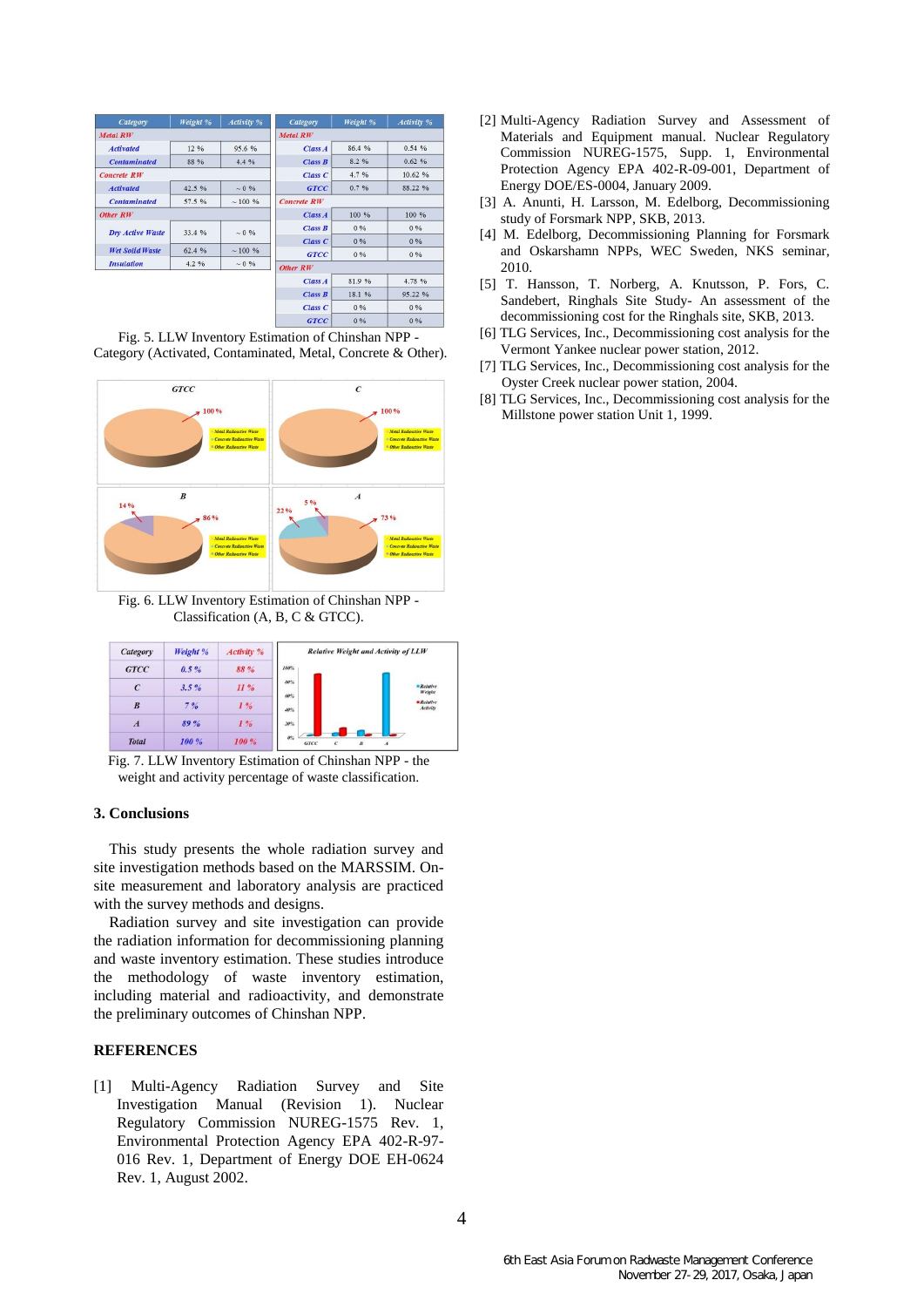| Category | Weight % | Activity % |
|---|---|---|
| *Metal RW* | | |
| *Activated* | 12 % | 95.6 % |
| *Contaminated* | 88 % | 4.4 % |
| *Concrete RW* | | |
| *Activated* | 42.5 % | ~ 0 % |
| *Contaminated* | 57.5 % | ~ 100 % |
| *Other RW* | | |
| *Dry Active Waste* | 33.4 % | ~ 0 % |
| *Wet Solid Waste* | 62.4 % | ~ 100 % |
| *Insulation* | 4.2 % | ~ 0 % |

| Category | Weight % | Activity % |
|---|---|---|
| *Metal RW* | | |
| *Class A* | 86.4 % | 0.54 % |
| *Class B* | 8.2 % | 0.62 % |
| *Class C* | 4.7 % | 10.62 % |
| *GTCC* | 0.7 % | 88.22 % |
| *Concrete RW* | | |
| *Class A* | 100 % | 100 % |
| *Class B* | 0 % | 0 % |
| *Class C* | 0 % | 0 % |
| *GTCC* | 0 % | 0 % |
| *Other RW* | | |
| *Class A* | 81.9 % | 4.78 % |
| *Class B* | 18.1 % | 95.22 % |
| *Class C* | 0 % | 0 % |
| *GTCC* | 0 % | 0 % |

Fig. 5. LLW Inventory Estimation of Chinshan NPP - Category (Activated, Contaminated, Metal, Concrete & Other).

GTCC
100 %
Metal Radioactive Waste
Concrete Radioactive Waste
Other Radioactive Waste

C
100 %
Metal Radioactive Waste
Concrete Radioactive Waste
Other Radioactive Waste

B
14 %
86 %
Metal Radioactive Waste
Concrete Radioactive Waste
Other Radioactive Waste

A
5 %
22 %
73 %
Metal Radioactive Waste
Concrete Radioactive Waste
Other Radioactive Waste

Fig. 6. LLW Inventory Estimation of Chinshan NPP - Classification (A, B, C & GTCC).

| Category | Weight % | Activity % |
|---|---|---|
| GTCC | 0.5 % | 88 % |
| C | 3.5 % | 11 % |
| B | 7 % | 1 % |
| A | 89 % | 1 % |
| Total | 100 % | 100 % |

Relative Weight and Activity of LLW
100%
80%
60%
40%
20%
0%
GTCC C B A
Relative Weight
Relative Activity

Fig. 7. LLW Inventory Estimation of Chinshan NPP - the weight and activity percentage of waste classification.

## 3. Conclusions

This study presents the whole radiation survey and site investigation methods based on the MARSSIM. On-site measurement and laboratory analysis are practiced with the survey methods and designs.

Radiation survey and site investigation can provide the radiation information for decommissioning planning and waste inventory estimation. These studies introduce the methodology of waste inventory estimation, including material and radioactivity, and demonstrate the preliminary outcomes of Chinshan NPP.

## REFERENCES

[1] Multi-Agency Radiation Survey and Site Investigation Manual (Revision 1). Nuclear Regulatory Commission NUREG-1575 Rev. 1, Environmental Protection Agency EPA 402-R-97-016 Rev. 1, Department of Energy DOE EH-0624 Rev. 1, August 2002.

[2] Multi-Agency Radiation Survey and Assessment of Materials and Equipment manual. Nuclear Regulatory Commission NUREG-1575, Supp. 1, Environmental Protection Agency EPA 402-R-09-001, Department of Energy DOE/ES-0004, January 2009.

[3] A. Anunti, H. Larsson, M. Edelberg, Decommissioning study of Forsmark NPP, SKB, 2013.

[4] M. Edelborg, Decommissioning Planning for Forsmark and Oskarshamn NPPs, WEC Sweden, NKS seminar, 2010.

[5] T. Hansson, T. Norberg, A. Knutsson, P. Fors, C. Sandebert, Ringhals Site Study- An assessment of the decommissioning cost for the Ringhals site, SKB, 2013.

[6] TLG Services, Inc., Decommissioning cost analysis for the Vermont Yankee nuclear power station, 2012.

[7] TLG Services, Inc., Decommissioning cost analysis for the Oyster Creek nuclear power station, 2004.

[8] TLG Services, Inc., Decommissioning cost analysis for the Millstone power station Unit 1, 1999.